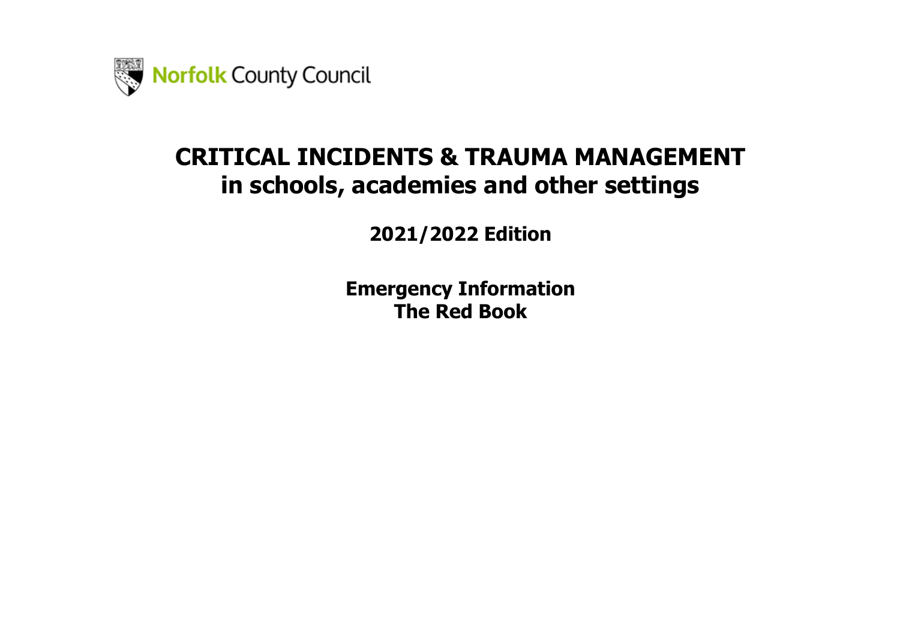Norfolk County Council

# CRITICAL INCIDENTS & TRAUMA MANAGEMENT in schools, academies and other settings

**2021/2022 Edition**

**Emergency Information**
**The Red Book**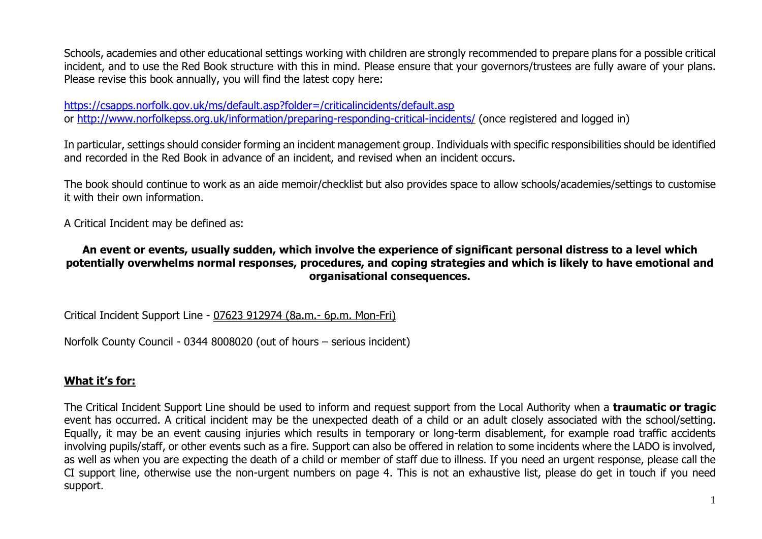Schools, academies and other educational settings working with children are strongly recommended to prepare plans for a possible critical incident, and to use the Red Book structure with this in mind. Please ensure that your governors/trustees are fully aware of your plans. Please revise this book annually, you will find the latest copy here:

[https://csapps.norfolk.gov.uk/ms/default.asp?folder=/criticalincidents/default.asp](https://csapps.norfolk.gov.uk/ms/default.asp?folder=/criticalincidents/default.asp)
or [http://www.norfolkepss.org.uk/information/preparing-responding-critical-incidents/](http://www.norfolkepss.org.uk/information/preparing-responding-critical-incidents/) (once registered and logged in)

In particular, settings should consider forming an incident management group. Individuals with specific responsibilities should be identified and recorded in the Red Book in advance of an incident, and revised when an incident occurs.

The book should continue to work as an aide memoir/checklist but also provides space to allow schools/academies/settings to customise it with their own information.

A Critical Incident may be defined as:

**An event or events, usually sudden, which involve the experience of significant personal distress to a level which potentially overwhelms normal responses, procedures, and coping strategies and which is likely to have emotional and organisational consequences.**

Critical Incident Support Line - 07623 912974 (8a.m.- 6p.m. Mon-Fri)

Norfolk County Council - 0344 8008020 (out of hours – serious incident)

## **What it's for:**

The Critical Incident Support Line should be used to inform and request support from the Local Authority when a **traumatic or tragic** event has occurred. A critical incident may be the unexpected death of a child or an adult closely associated with the school/setting. Equally, it may be an event causing injuries which results in temporary or long-term disablement, for example road traffic accidents involving pupils/staff, or other events such as a fire. Support can also be offered in relation to some incidents where the LADO is involved, as well as when you are expecting the death of a child or member of staff due to illness. If you need an urgent response, please call the CI support line, otherwise use the non-urgent numbers on page 4. This is not an exhaustive list, please do get in touch if you need support.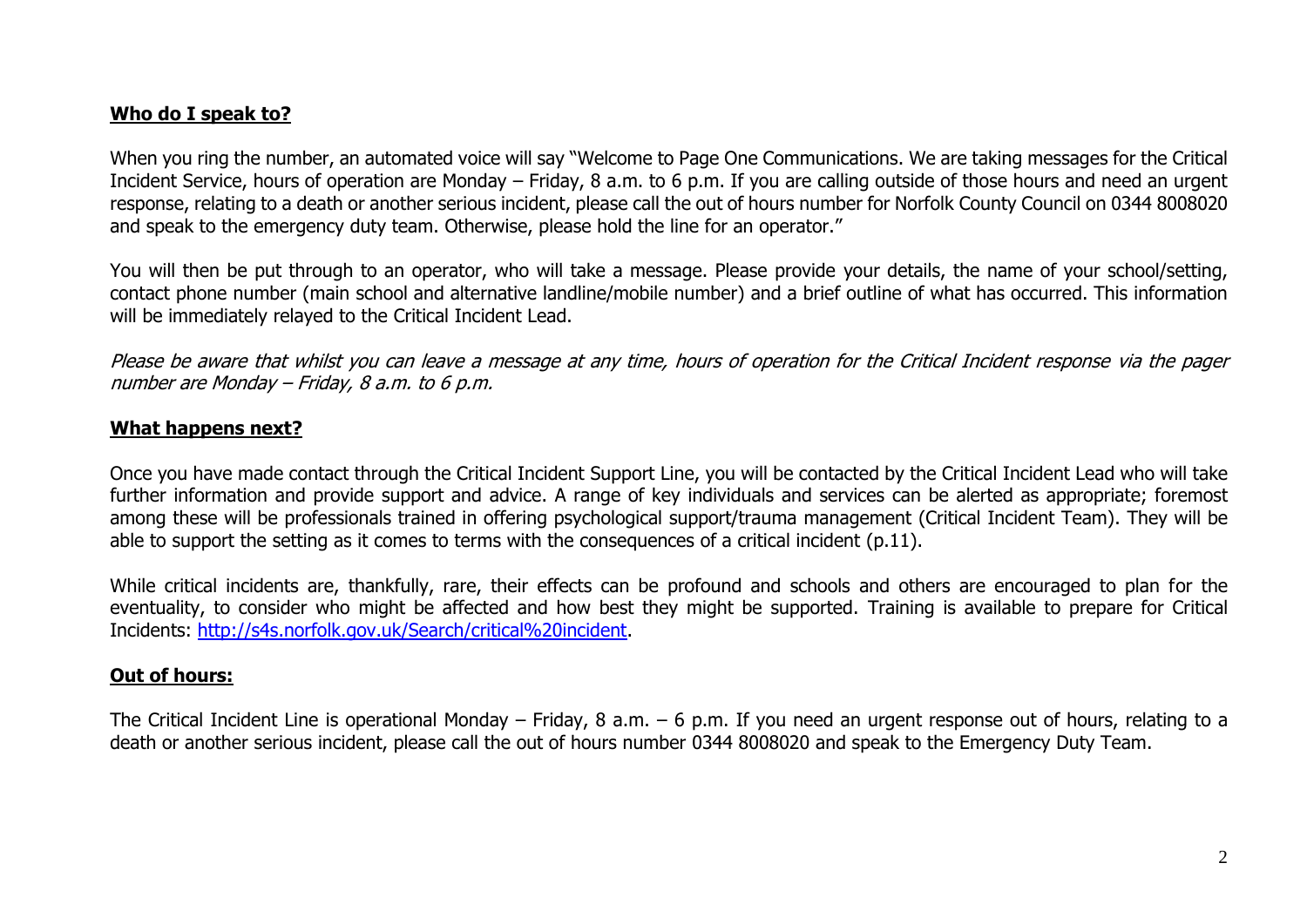**Who do I speak to?**

When you ring the number, an automated voice will say "Welcome to Page One Communications. We are taking messages for the Critical Incident Service, hours of operation are Monday – Friday, 8 a.m. to 6 p.m. If you are calling outside of those hours and need an urgent response, relating to a death or another serious incident, please call the out of hours number for Norfolk County Council on 0344 8008020 and speak to the emergency duty team. Otherwise, please hold the line for an operator."

You will then be put through to an operator, who will take a message. Please provide your details, the name of your school/setting, contact phone number (main school and alternative landline/mobile number) and a brief outline of what has occurred. This information will be immediately relayed to the Critical Incident Lead.

*Please be aware that whilst you can leave a message at any time, hours of operation for the Critical Incident response via the pager number are Monday – Friday, 8 a.m. to 6 p.m.*

**What happens next?**

Once you have made contact through the Critical Incident Support Line, you will be contacted by the Critical Incident Lead who will take further information and provide support and advice. A range of key individuals and services can be alerted as appropriate; foremost among these will be professionals trained in offering psychological support/trauma management (Critical Incident Team). They will be able to support the setting as it comes to terms with the consequences of a critical incident (p.11).

While critical incidents are, thankfully, rare, their effects can be profound and schools and others are encouraged to plan for the eventuality, to consider who might be affected and how best they might be supported. Training is available to prepare for Critical Incidents: [http://s4s.norfolk.gov.uk/Search/critical%20incident](http://s4s.norfolk.gov.uk/Search/critical%20incident).

**Out of hours:**

The Critical Incident Line is operational Monday – Friday, 8 a.m. – 6 p.m. If you need an urgent response out of hours, relating to a death or another serious incident, please call the out of hours number 0344 8008020 and speak to the Emergency Duty Team.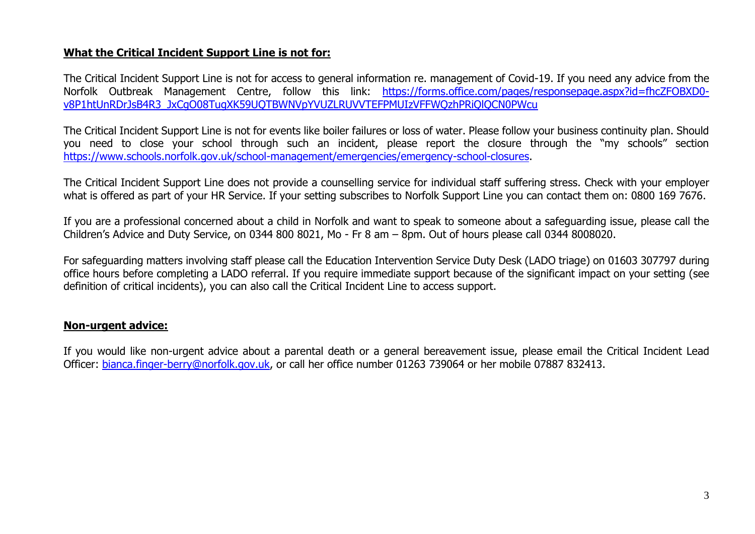**What the Critical Incident Support Line is not for:**

The Critical Incident Support Line is not for access to general information re. management of Covid-19. If you need any advice from the Norfolk Outbreak Management Centre, follow this link: https://forms.office.com/pages/responsepage.aspx?id=fhcZFOBXD0-v8P1htUnRDrJsB4R3_JxCgO08TugXK59UQTBWNVpYVUZLRUVVTEFPMUIzVFFWQzhPRiQlQCN0PWcu

The Critical Incident Support Line is not for events like boiler failures or loss of water. Please follow your business continuity plan. Should you need to close your school through such an incident, please report the closure through the "my schools" section https://www.schools.norfolk.gov.uk/school-management/emergencies/emergency-school-closures.

The Critical Incident Support Line does not provide a counselling service for individual staff suffering stress. Check with your employer what is offered as part of your HR Service. If your setting subscribes to Norfolk Support Line you can contact them on: 0800 169 7676.

If you are a professional concerned about a child in Norfolk and want to speak to someone about a safeguarding issue, please call the Children's Advice and Duty Service, on 0344 800 8021, Mo - Fr 8 am – 8pm. Out of hours please call 0344 8008020.

For safeguarding matters involving staff please call the Education Intervention Service Duty Desk (LADO triage) on 01603 307797 during office hours before completing a LADO referral. If you require immediate support because of the significant impact on your setting (see definition of critical incidents), you can also call the Critical Incident Line to access support.

**Non-urgent advice:**

If you would like non-urgent advice about a parental death or a general bereavement issue, please email the Critical Incident Lead Officer: bianca.finger-berry@norfolk.gov.uk, or call her office number 01263 739064 or her mobile 07887 832413.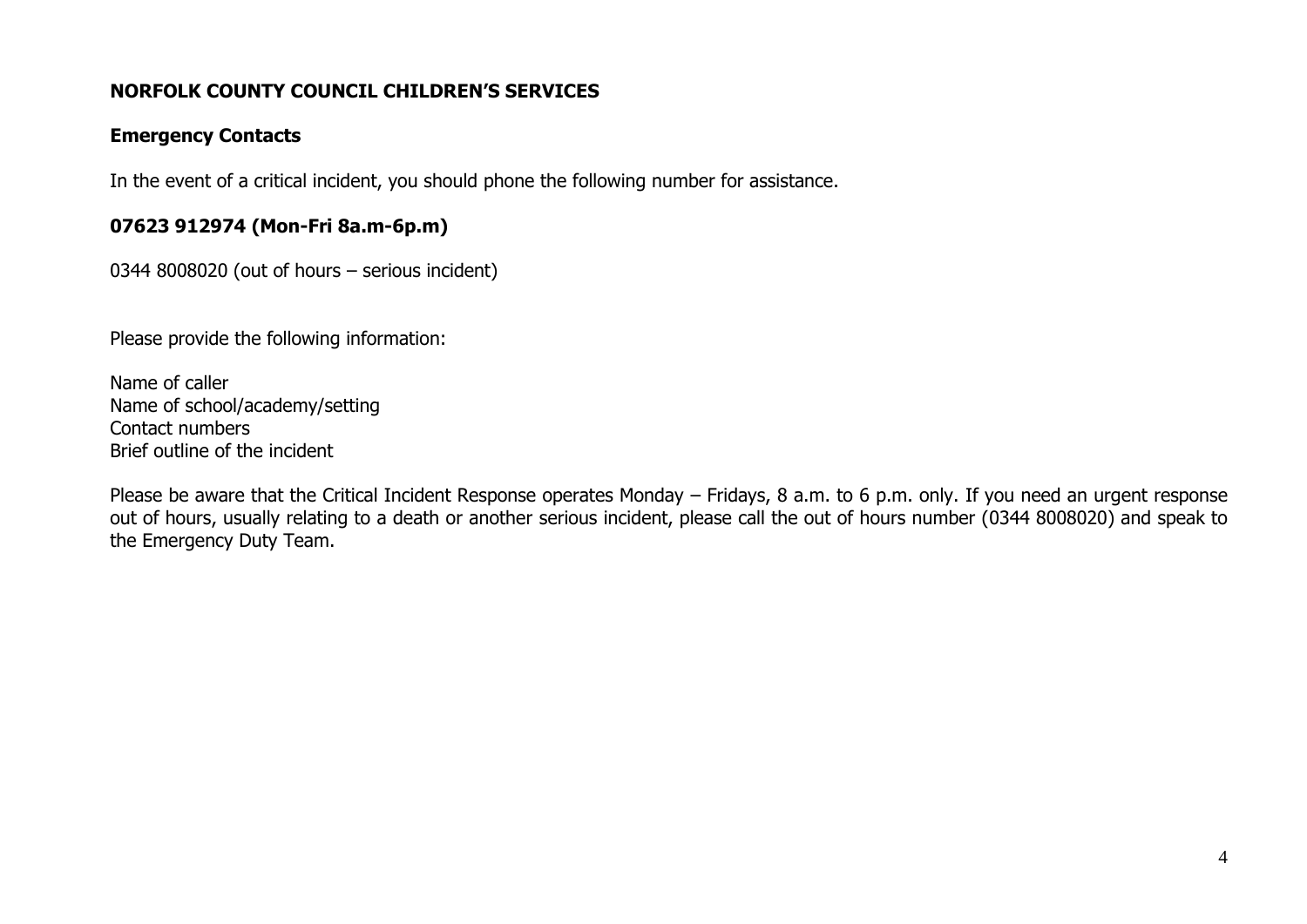**NORFOLK COUNTY COUNCIL CHILDREN'S SERVICES**

**Emergency Contacts**

In the event of a critical incident, you should phone the following number for assistance.

**07623 912974 (Mon-Fri 8a.m-6p.m)**

0344 8008020 (out of hours – serious incident)

Please provide the following information:

Name of caller
Name of school/academy/setting
Contact numbers
Brief outline of the incident

Please be aware that the Critical Incident Response operates Monday – Fridays, 8 a.m. to 6 p.m. only. If you need an urgent response out of hours, usually relating to a death or another serious incident, please call the out of hours number (0344 8008020) and speak to the Emergency Duty Team.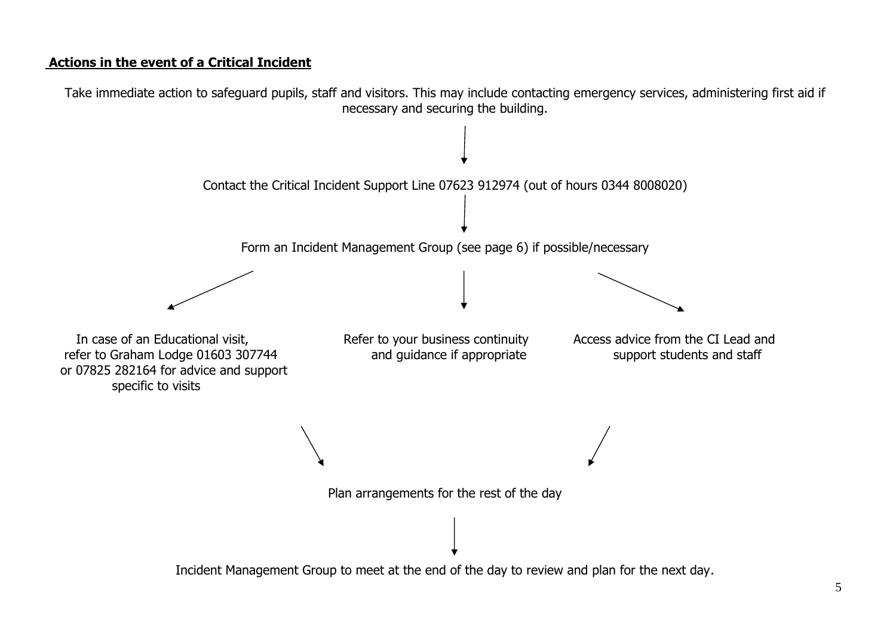**Actions in the event of a Critical Incident**

Take immediate action to safeguard pupils, staff and visitors. This may include contacting emergency services, administering first aid if necessary and securing the building.

↓

Contact the Critical Incident Support Line 07623 912974 (out of hours 0344 8008020)

↓

Form an Incident Management Group (see page 6) if possible/necessary

↓

- In case of an Educational visit, refer to Graham Lodge 01603 307744 or 07825 282164 for advice and support specific to visits
- Refer to your business continuity and guidance if appropriate
- Access advice from the CI Lead and support students and staff

↓

Plan arrangements for the rest of the day

↓

Incident Management Group to meet at the end of the day to review and plan for the next day.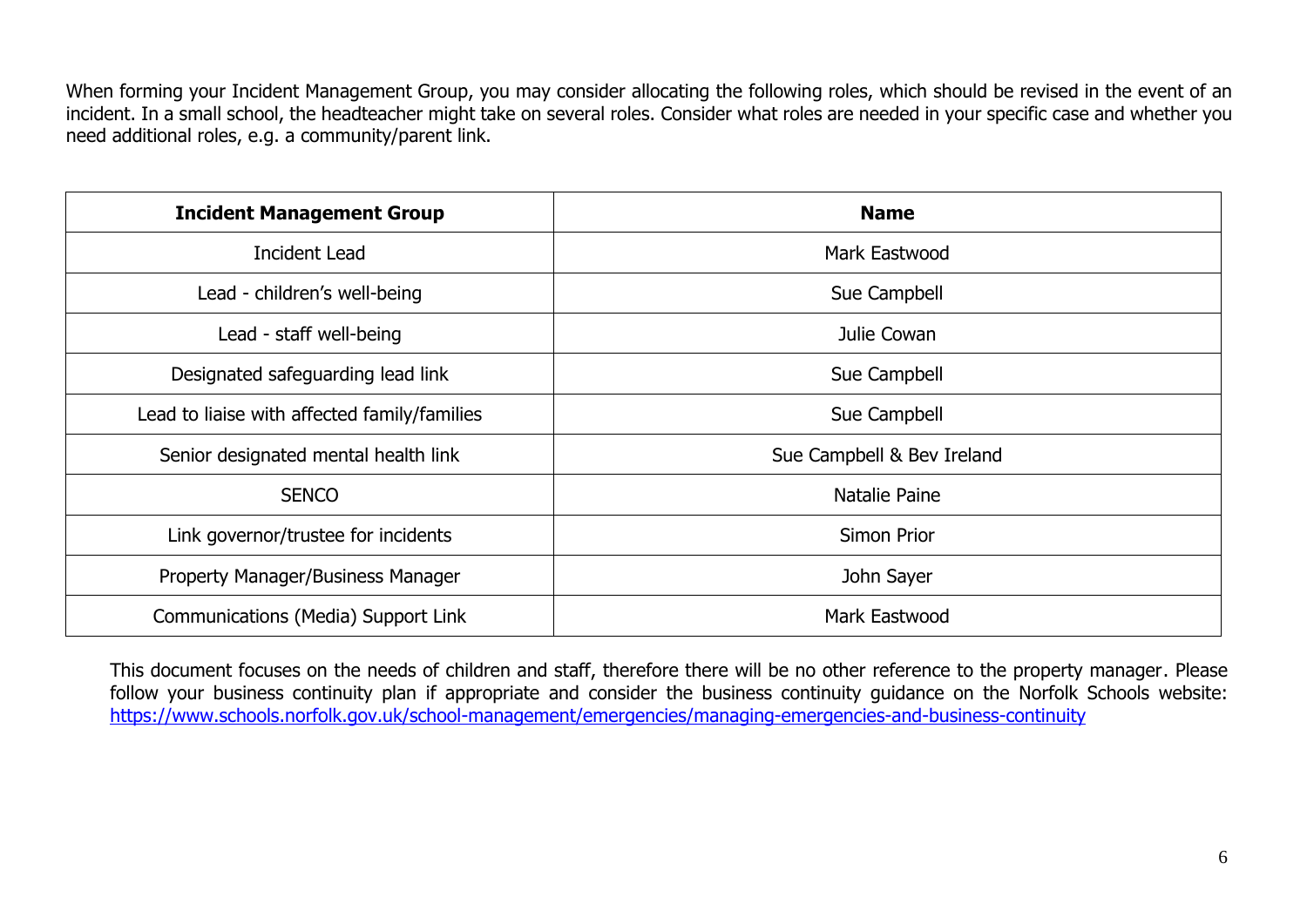When forming your Incident Management Group, you may consider allocating the following roles, which should be revised in the event of an incident. In a small school, the headteacher might take on several roles. Consider what roles are needed in your specific case and whether you need additional roles, e.g. a community/parent link.

| Incident Management Group | Name |
| --- | --- |
| Incident Lead | Mark Eastwood |
| Lead - children's well-being | Sue Campbell |
| Lead - staff well-being | Julie Cowan |
| Designated safeguarding lead link | Sue Campbell |
| Lead to liaise with affected family/families | Sue Campbell |
| Senior designated mental health link | Sue Campbell & Bev Ireland |
| SENCO | Natalie Paine |
| Link governor/trustee for incidents | Simon Prior |
| Property Manager/Business Manager | John Sayer |
| Communications (Media) Support Link | Mark Eastwood |

This document focuses on the needs of children and staff, therefore there will be no other reference to the property manager. Please follow your business continuity plan if appropriate and consider the business continuity guidance on the Norfolk Schools website: [https://www.schools.norfolk.gov.uk/school-management/emergencies/managing-emergencies-and-business-continuity](https://www.schools.norfolk.gov.uk/school-management/emergencies/managing-emergencies-and-business-continuity)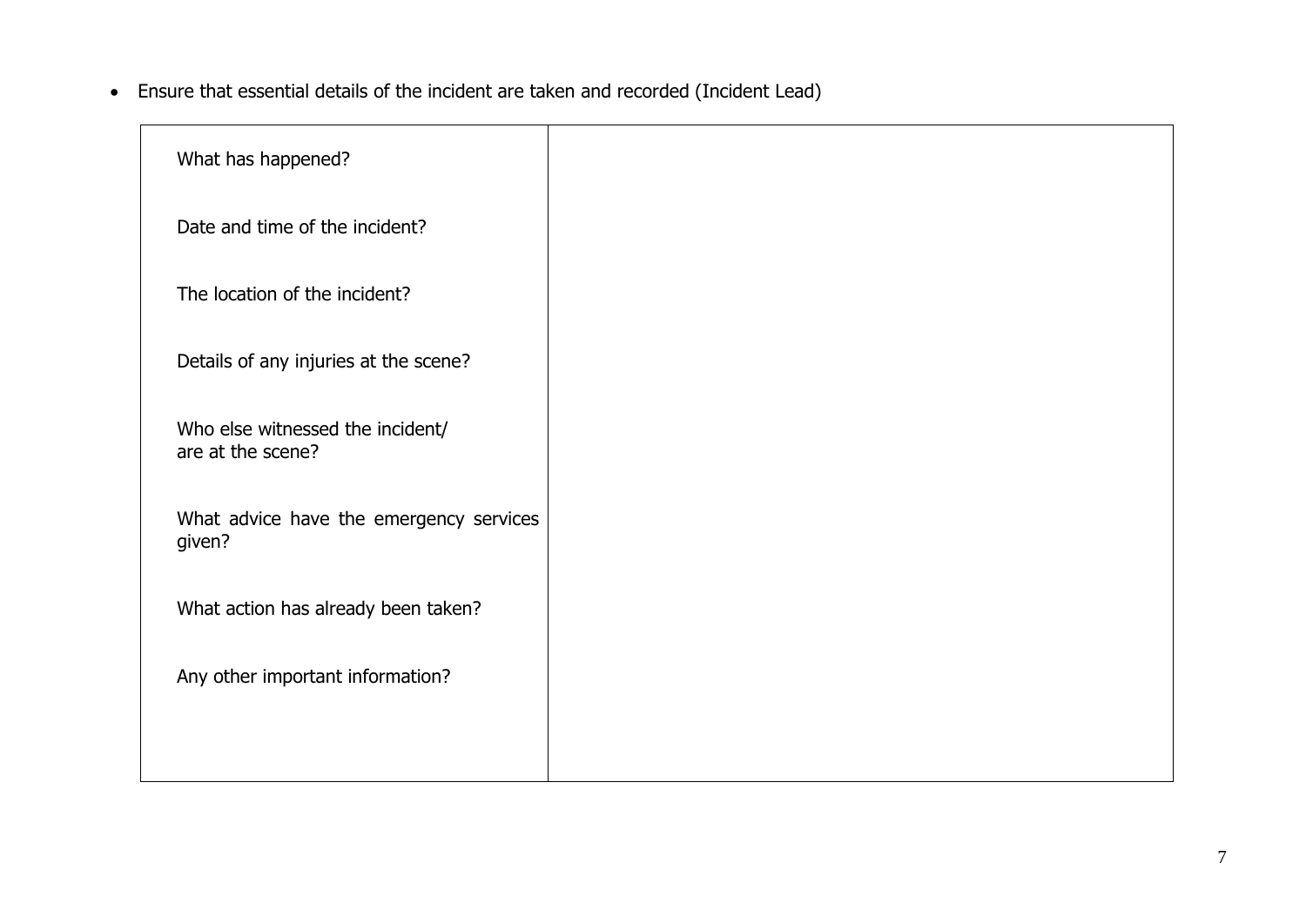- Ensure that essential details of the incident are taken and recorded (Incident Lead)

| | |
|---|---|
| What has happened? | |
| Date and time of the incident? | |
| The location of the incident? | |
| Details of any injuries at the scene? | |
| Who else witnessed the incident/ are at the scene? | |
| What advice have the emergency services given? | |
| What action has already been taken? | |
| Any other important information? | |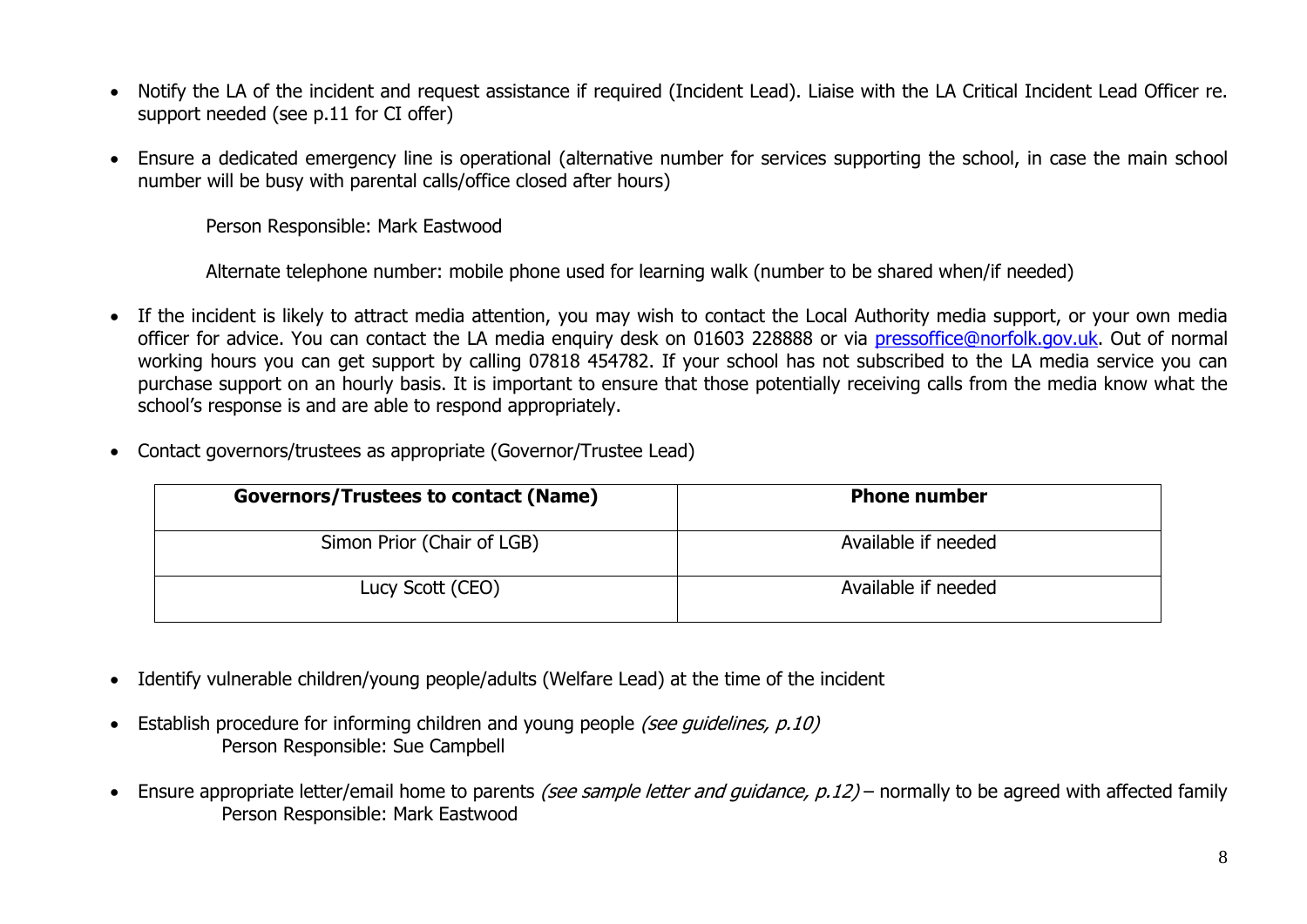- Notify the LA of the incident and request assistance if required (Incident Lead). Liaise with the LA Critical Incident Lead Officer re. support needed (see p.11 for CI offer)

- Ensure a dedicated emergency line is operational (alternative number for services supporting the school, in case the main school number will be busy with parental calls/office closed after hours)

  Person Responsible: Mark Eastwood

  Alternate telephone number: mobile phone used for learning walk (number to be shared when/if needed)

- If the incident is likely to attract media attention, you may wish to contact the Local Authority media support, or your own media officer for advice. You can contact the LA media enquiry desk on 01603 228888 or via [pressoffice@norfolk.gov.uk](mailto:pressoffice@norfolk.gov.uk). Out of normal working hours you can get support by calling 07818 454782. If your school has not subscribed to the LA media service you can purchase support on an hourly basis. It is important to ensure that those potentially receiving calls from the media know what the school's response is and are able to respond appropriately.

- Contact governors/trustees as appropriate (Governor/Trustee Lead)

| **Governors/Trustees to contact (Name)** | **Phone number** |
|---|---|
| Simon Prior (Chair of LGB) | Available if needed |
| Lucy Scott (CEO) | Available if needed |

- Identify vulnerable children/young people/adults (Welfare Lead) at the time of the incident

- Establish procedure for informing children and young people *(see guidelines, p.10)*
  Person Responsible: Sue Campbell

- Ensure appropriate letter/email home to parents *(see sample letter and guidance, p.12)* – normally to be agreed with affected family
  Person Responsible: Mark Eastwood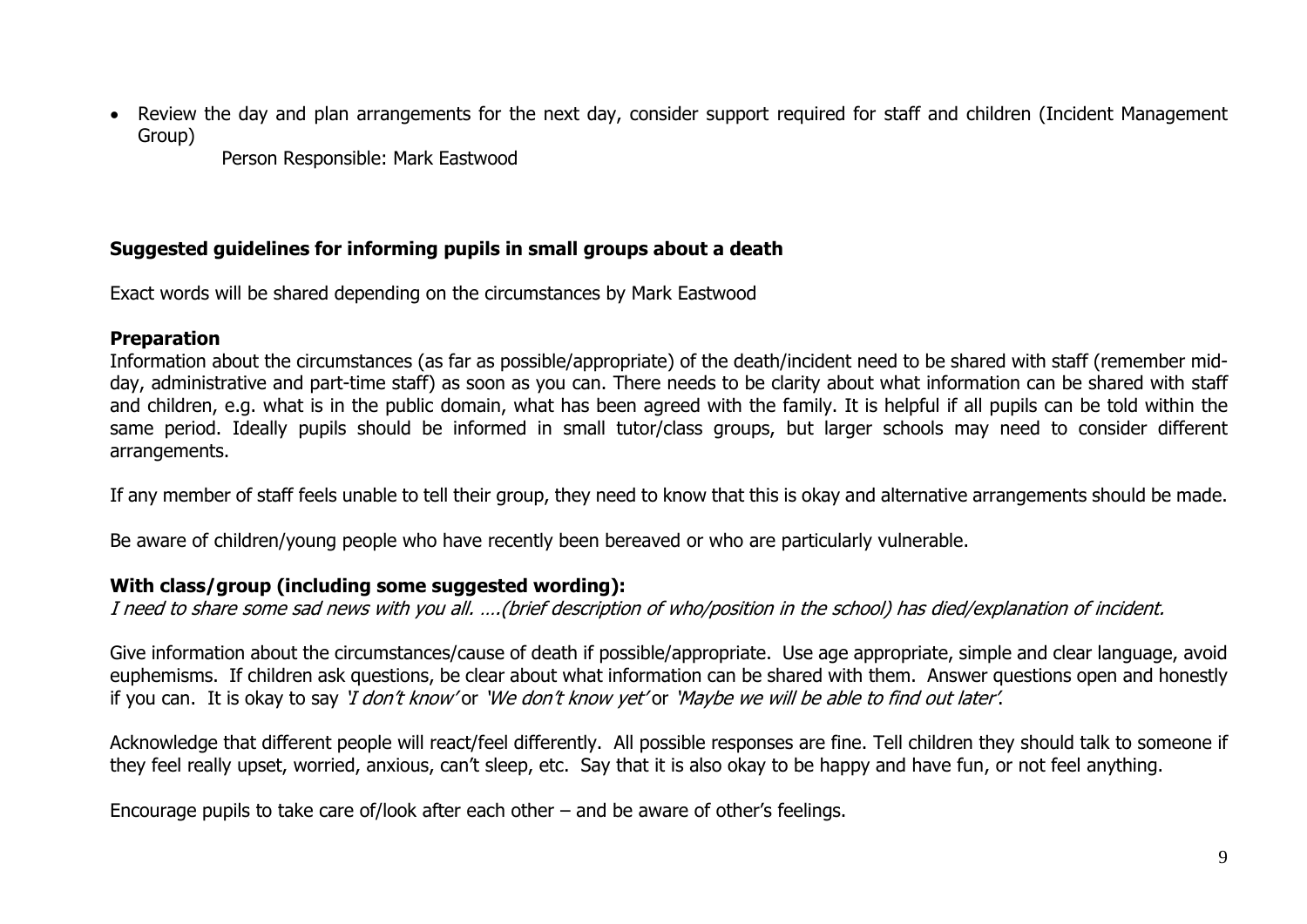- Review the day and plan arrangements for the next day, consider support required for staff and children (Incident Management Group)

  Person Responsible: Mark Eastwood

### Suggested guidelines for informing pupils in small groups about a death

Exact words will be shared depending on the circumstances by Mark Eastwood

#### Preparation

Information about the circumstances (as far as possible/appropriate) of the death/incident need to be shared with staff (remember mid-day, administrative and part-time staff) as soon as you can. There needs to be clarity about what information can be shared with staff and children, e.g. what is in the public domain, what has been agreed with the family. It is helpful if all pupils can be told within the same period. Ideally pupils should be informed in small tutor/class groups, but larger schools may need to consider different arrangements.

If any member of staff feels unable to tell their group, they need to know that this is okay and alternative arrangements should be made.

Be aware of children/young people who have recently been bereaved or who are particularly vulnerable.

#### With class/group (including some suggested wording):

*I need to share some sad news with you all. ….(brief description of who/position in the school) has died/explanation of incident.*

Give information about the circumstances/cause of death if possible/appropriate. Use age appropriate, simple and clear language, avoid euphemisms. If children ask questions, be clear about what information can be shared with them. Answer questions open and honestly if you can. It is okay to say *'I don't know'* or *'We don't know yet'* or *'Maybe we will be able to find out later'.*

Acknowledge that different people will react/feel differently. All possible responses are fine. Tell children they should talk to someone if they feel really upset, worried, anxious, can't sleep, etc. Say that it is also okay to be happy and have fun, or not feel anything.

Encourage pupils to take care of/look after each other – and be aware of other's feelings.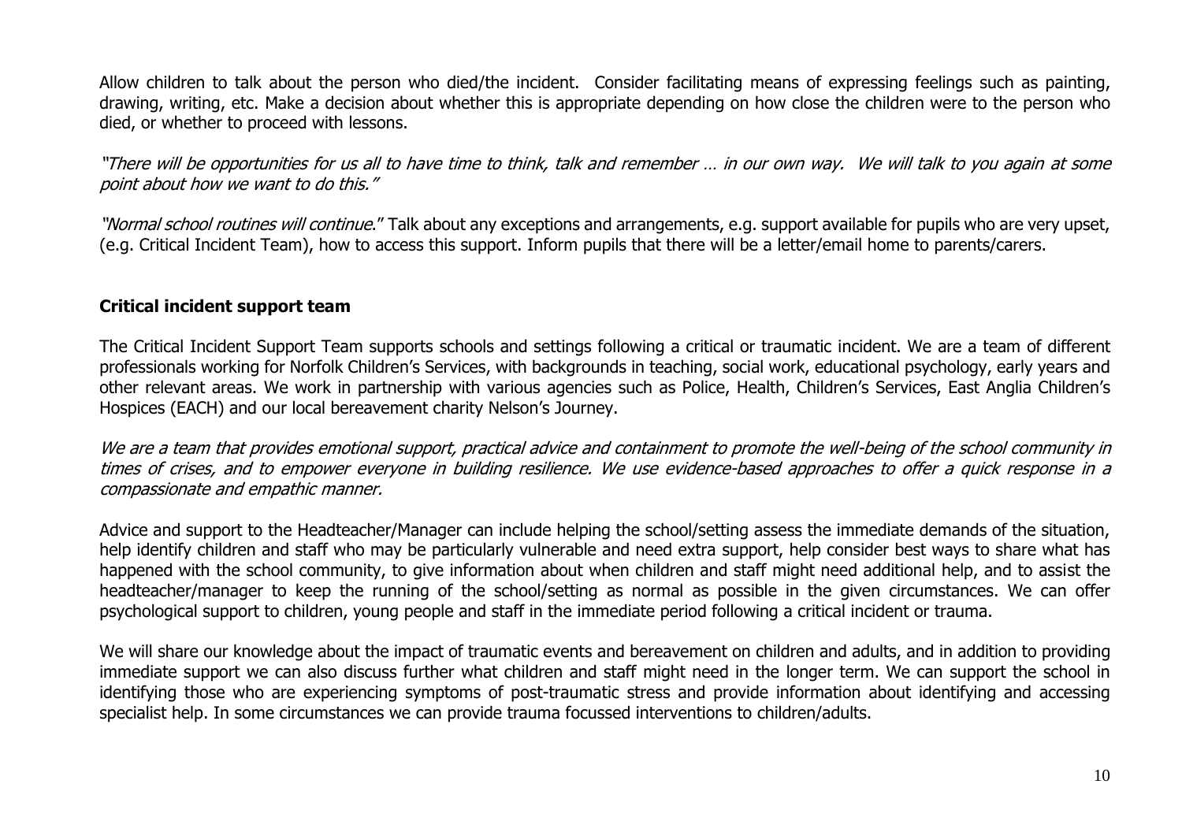Allow children to talk about the person who died/the incident. Consider facilitating means of expressing feelings such as painting, drawing, writing, etc. Make a decision about whether this is appropriate depending on how close the children were to the person who died, or whether to proceed with lessons.

*"There will be opportunities for us all to have time to think, talk and remember … in our own way. We will talk to you again at some point about how we want to do this."*

*"Normal school routines will continue*." Talk about any exceptions and arrangements, e.g. support available for pupils who are very upset, (e.g. Critical Incident Team), how to access this support. Inform pupils that there will be a letter/email home to parents/carers.

**Critical incident support team**

The Critical Incident Support Team supports schools and settings following a critical or traumatic incident. We are a team of different professionals working for Norfolk Children's Services, with backgrounds in teaching, social work, educational psychology, early years and other relevant areas. We work in partnership with various agencies such as Police, Health, Children's Services, East Anglia Children's Hospices (EACH) and our local bereavement charity Nelson's Journey.

*We are a team that provides emotional support, practical advice and containment to promote the well-being of the school community in times of crises, and to empower everyone in building resilience. We use evidence-based approaches to offer a quick response in a compassionate and empathic manner.*

Advice and support to the Headteacher/Manager can include helping the school/setting assess the immediate demands of the situation, help identify children and staff who may be particularly vulnerable and need extra support, help consider best ways to share what has happened with the school community, to give information about when children and staff might need additional help, and to assist the headteacher/manager to keep the running of the school/setting as normal as possible in the given circumstances. We can offer psychological support to children, young people and staff in the immediate period following a critical incident or trauma.

We will share our knowledge about the impact of traumatic events and bereavement on children and adults, and in addition to providing immediate support we can also discuss further what children and staff might need in the longer term. We can support the school in identifying those who are experiencing symptoms of post-traumatic stress and provide information about identifying and accessing specialist help. In some circumstances we can provide trauma focussed interventions to children/adults.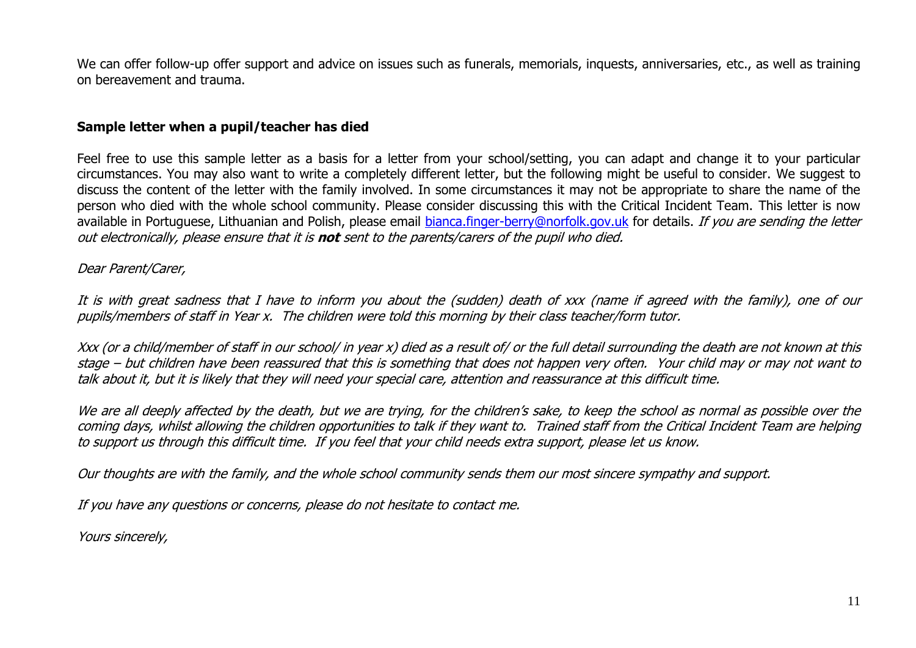We can offer follow-up offer support and advice on issues such as funerals, memorials, inquests, anniversaries, etc., as well as training on bereavement and trauma.

**Sample letter when a pupil/teacher has died**

Feel free to use this sample letter as a basis for a letter from your school/setting, you can adapt and change it to your particular circumstances. You may also want to write a completely different letter, but the following might be useful to consider. We suggest to discuss the content of the letter with the family involved. In some circumstances it may not be appropriate to share the name of the person who died with the whole school community. Please consider discussing this with the Critical Incident Team. This letter is now available in Portuguese, Lithuanian and Polish, please email [bianca.finger-berry@norfolk.gov.uk](mailto:bianca.finger-berry@norfolk.gov.uk) for details. *If you are sending the letter out electronically, please ensure that it is **not** sent to the parents/carers of the pupil who died.*

*Dear Parent/Carer,*

*It is with great sadness that I have to inform you about the (sudden) death of xxx (name if agreed with the family), one of our pupils/members of staff in Year x. The children were told this morning by their class teacher/form tutor.*

*Xxx (or a child/member of staff in our school/ in year x) died as a result of/ or the full detail surrounding the death are not known at this stage – but children have been reassured that this is something that does not happen very often. Your child may or may not want to talk about it, but it is likely that they will need your special care, attention and reassurance at this difficult time.*

*We are all deeply affected by the death, but we are trying, for the children's sake, to keep the school as normal as possible over the coming days, whilst allowing the children opportunities to talk if they want to. Trained staff from the Critical Incident Team are helping to support us through this difficult time. If you feel that your child needs extra support, please let us know.*

*Our thoughts are with the family, and the whole school community sends them our most sincere sympathy and support.*

*If you have any questions or concerns, please do not hesitate to contact me.*

*Yours sincerely,*